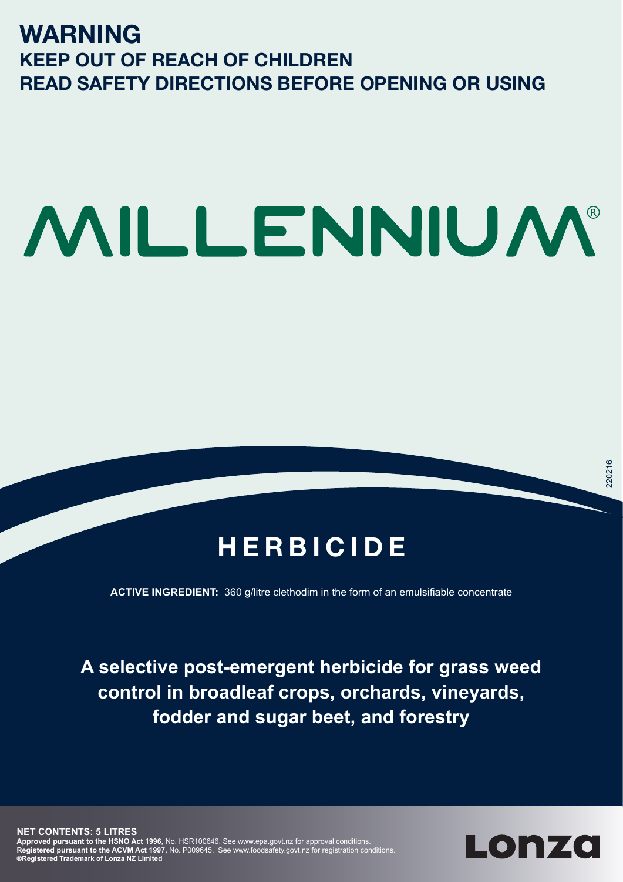# WARNING

## KEEP OUT OF REACH OF CHILDREN
## READ SAFETY DIRECTIONS BEFORE OPENING OR USING

# MILLENNIUM®

220216

## HERBICIDE

**ACTIVE INGREDIENT:** 360 g/litre clethodim in the form of an emulsifiable concentrate

**A selective post-emergent herbicide for grass weed control in broadleaf crops, orchards, vineyards, fodder and sugar beet, and forestry**

**NET CONTENTS: 5 LITRES**
**Approved pursuant to the HSNO Act 1996,** No. HSR100646. See www.epa.govt.nz for approval conditions.
**Registered pursuant to the ACVM Act 1997,** No. P009645. See www.foodsafety.govt.nz for registration conditions.
**®Registered Trademark of Lonza NZ Limited**

**Lonza**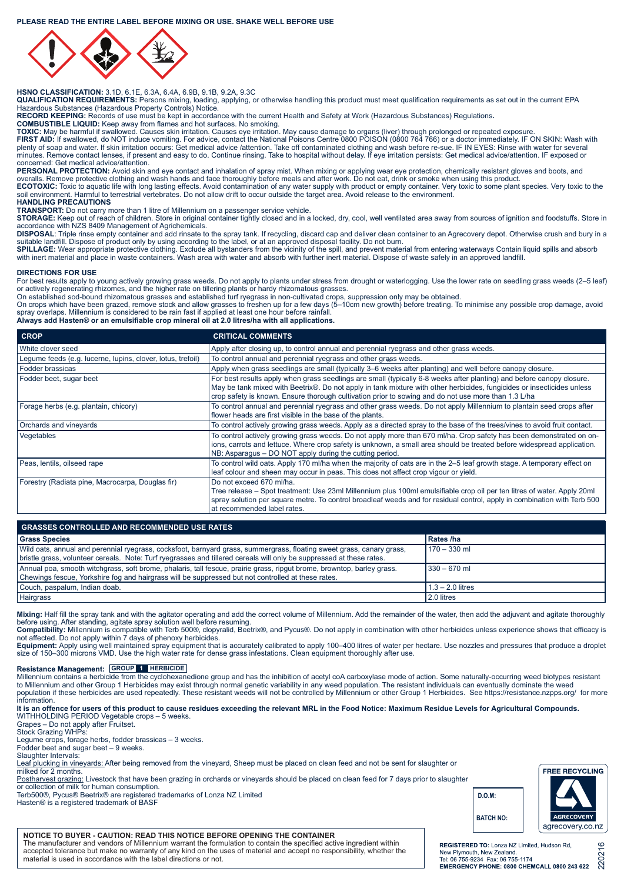PLEASE READ THE ENTIRE LABEL BEFORE MIXING OR USE. SHAKE WELL BEFORE USE

**HSNO CLASSIFICATION:** 3.1D, 6.1E, 6.3A, 6.4A, 6.9B, 9.1B, 9.2A, 9.3C

**QUALIFICATION REQUIREMENTS:** Persons mixing, loading, applying, or otherwise handling this product must meet qualification requirements as set out in the current EPA Hazardous Substances (Hazardous Property Controls) Notice.

**RECORD KEEPING:** Records of use must be kept in accordance with the current Health and Safety at Work (Hazardous Substances) Regulations**.**

**COMBUSTIBLE LIQUID:** Keep away from flames and hot surfaces. No smoking.

**TOXIC:** May be harmful if swallowed. Causes skin irritation. Causes eye irritation. May cause damage to organs (liver) through prolonged or repeated exposure.

**FIRST AID:** If swallowed, do NOT induce vomiting. For advice, contact the National Poisons Centre 0800 POISON (0800 764 766) or a doctor immediately. IF ON SKIN: Wash with plenty of soap and water. If skin irritation occurs: Get medical advice /attention. Take off contaminated clothing and wash before re-sue. IF IN EYES: Rinse with water for several minutes. Remove contact lenses, if present and easy to do. Continue rinsing. Take to hospital without delay. If eye irritation persists: Get medical advice/attention. IF exposed or concerned: Get medical advice/attention.

**PERSONAL PROTECTION:** Avoid skin and eye contact and inhalation of spray mist. When mixing or applying wear eye protection, chemically resistant gloves and boots, and overalls. Remove protective clothing and wash hands and face thoroughly before meals and after work. Do not eat, drink or smoke when using this product.

**ECOTOXIC:** Toxic to aquatic life with long lasting effects. Avoid contamination of any water supply with product or empty container. Very toxic to some plant species. Very toxic to the soil environment. Harmful to terrestrial vertebrates. Do not allow drift to occur outside the target area. Avoid release to the environment.

**HANDLING PRECAUTIONS**

**TRANSPORT:** Do not carry more than 1 litre of Millennium on a passenger service vehicle.

**STORAGE:** Keep out of reach of children. Store in original container tightly closed and in a locked, dry, cool, well ventilated area away from sources of ignition and foodstuffs. Store in accordance with NZS 8409 Management of Agrichemicals.

**DISPOSAL**: Triple rinse empty container and add rinsate to the spray tank. If recycling, discard cap and deliver clean container to an Agrecovery depot. Otherwise crush and bury in a suitable landfill. Dispose of product only by using according to the label, or at an approved disposal facility. Do not burn.

**SPILLAGE:** Wear appropriate protective clothing. Exclude all bystanders from the vicinity of the spill, and prevent material from entering waterways Contain liquid spills and absorb with inert material and place in waste containers. Wash area with water and absorb with further inert material. Dispose of waste safely in an approved landfill.

## DIRECTIONS FOR USE

For best results apply to young actively growing grass weeds. Do not apply to plants under stress from drought or waterlogging. Use the lower rate on seedling grass weeds (2–5 leaf) or actively regenerating rhizomes, and the higher rate on tillering plants or hardy rhizomatous grasses.

On established sod-bound rhizomatous grasses and established turf ryegrass in non-cultivated crops, suppression only may be obtained.

On crops which have been grazed, remove stock and allow grasses to freshen up for a few days (5–10cm new growth) before treating. To minimise any possible crop damage, avoid spray overlaps. Millennium is considered to be rain fast if applied at least one hour before rainfall.

**Always add Hasten® or an emulsifiable crop mineral oil at 2.0 litres/ha with all applications.**

| CROP | CRITICAL COMMENTS |
|---|---|
| White clover seed | Apply after closing up, to control annual and perennial ryegrass and other grass weeds. |
| Legume feeds (e.g. lucerne, lupins, clover, lotus, trefoil) | To control annual and perennial ryegrass and other grass weeds. |
| Fodder brassicas | Apply when grass seedlings are small (typically 3–6 weeks after planting) and well before canopy closure. |
| Fodder beet, sugar beet | For best results apply when grass seedlings are small (typically 6-8 weeks after planting) and before canopy closure. May be tank mixed with Beetrix®. Do not apply in tank mixture with other herbicides, fungicides or insecticides unless crop safety is known. Ensure thorough cultivation prior to sowing and do not use more than 1.3 L/ha |
| Forage herbs (e.g. plantain, chicory) | To control annual and perennial ryegrass and other grass weeds. Do not apply Millennium to plantain seed crops after flower heads are first visible in the base of the plants. |
| Orchards and vineyards | To control actively growing grass weeds. Apply as a directed spray to the base of the trees/vines to avoid fruit contact. |
| Vegetables | To control actively growing grass weeds. Do not apply more than 670 ml/ha. Crop safety has been demonstrated on onions, carrots and lettuce. Where crop safety is unknown, a small area should be treated before widespread application. NB: Asparagus – DO NOT apply during the cutting period. |
| Peas, lentils, oilseed rape | To control wild oats. Apply 170 ml/ha when the majority of oats are in the 2–5 leaf growth stage. A temporary effect on leaf colour and sheen may occur in peas. This does not affect crop vigour or yield. |
| Forestry (Radiata pine, Macrocarpa, Douglas fir) | Do not exceed 670 ml/ha. Tree release – Spot treatment: Use 23ml Millennium plus 100ml emulsifiable crop oil per ten litres of water. Apply 20ml spray solution per square metre. To control broadleaf weeds and for residual control, apply in combination with Terb 500 at recommended label rates. |

| GRASSES CONTROLLED AND RECOMMENDED USE RATES | |
|---|---|
| **Grass Species** | **Rates /ha** |
| Wild oats, annual and perennial ryegrass, cocksfoot, barnyard grass, summergrass, floating sweet grass, canary grass, bristle grass, volunteer cereals. Note: Turf ryegrasses and tillered cereals will only be suppressed at these rates. | 170 – 330 ml |
| Annual poa, smooth witchgrass, soft brome, phalaris, tall fescue, prairie grass, ripgut brome, browntop, barley grass. Chewings fescue, Yorkshire fog and hairgrass will be suppressed but not controlled at these rates. | 330 – 670 ml |
| Couch, paspalum, Indian doab. | 1.3 – 2.0 litres |
| Hairgrass | 2.0 litres |

**Mixing:** Half fill the spray tank and with the agitator operating and add the correct volume of Millennium. Add the remainder of the water, then add the adjuvant and agitate thoroughly before using. After standing, agitate spray solution well before resuming.

**Compatibility:** Millennium is compatible with Terb 500®, clopyralid, Beetrix®, and Pycus®. Do not apply in combination with other herbicides unless experience shows that efficacy is not affected. Do not apply within 7 days of phenoxy herbicides.

**Equipment:** Apply using well maintained spray equipment that is accurately calibrated to apply 100–400 litres of water per hectare. Use nozzles and pressures that produce a droplet size of 150–300 microns VMD. Use the high water rate for dense grass infestations. Clean equipment thoroughly after use.

**Resistance Management:** GROUP 1 HERBICIDE

Millennium contains a herbicide from the cyclohexanedione group and has the inhibition of acetyl coA carboxylase mode of action. Some naturally-occurring weed biotypes resistant to Millennium and other Group 1 Herbicides may exist through normal genetic variability in any weed population. The resistant individuals can eventually dominate the weed population if these herbicides are used repeatedly. These resistant weeds will not be controlled by Millennium or other Group 1 Herbicides. See https://resistance.nzpps.org/ for more information.

**It is an offence for users of this product to cause residues exceeding the relevant MRL in the Food Notice: Maximum Residue Levels for Agricultural Compounds.**

WITHHOLDING PERIOD Vegetable crops – 5 weeks.

Grapes – Do not apply after Fruitset.

Stock Grazing WHPs:

Legume crops, forage herbs, fodder brassicas – 3 weeks.

Fodder beet and sugar beet – 9 weeks.

Slaughter Intervals:

Leaf plucking in vineyards: After being removed from the vineyard, Sheep must be placed on clean feed and not be sent for slaughter or milked for 2 months.

Postharvest grazing: Livestock that have been grazing in orchards or vineyards should be placed on clean feed for 7 days prior to slaughter or collection of milk for human consumption.

Terb500®, Pycus® Beetrix® are registered trademarks of Lonza NZ Limited

Hasten® is a registered trademark of BASF

D.O.M:

BATCH NO:

FREE RECYCLING

AGRECOVERY

agrecovery.co.nz

**NOTICE TO BUYER - CAUTION: READ THIS NOTICE BEFORE OPENING THE CONTAINER**

The manufacturer and vendors of Millennium warrant the formulation to contain the specified active ingredient within accepted tolerance but make no warranty of any kind on the uses of material and accept no responsibility, whether the material is used in accordance with the label directions or not.

**REGISTERED TO:** Lonza NZ Limited, Hudson Rd, New Plymouth, New Zealand.
Tel: 06 755-9234 Fax: 06 755-1174
**EMERGENCY PHONE: 0800 CHEMCALL 0800 243 622**

220216